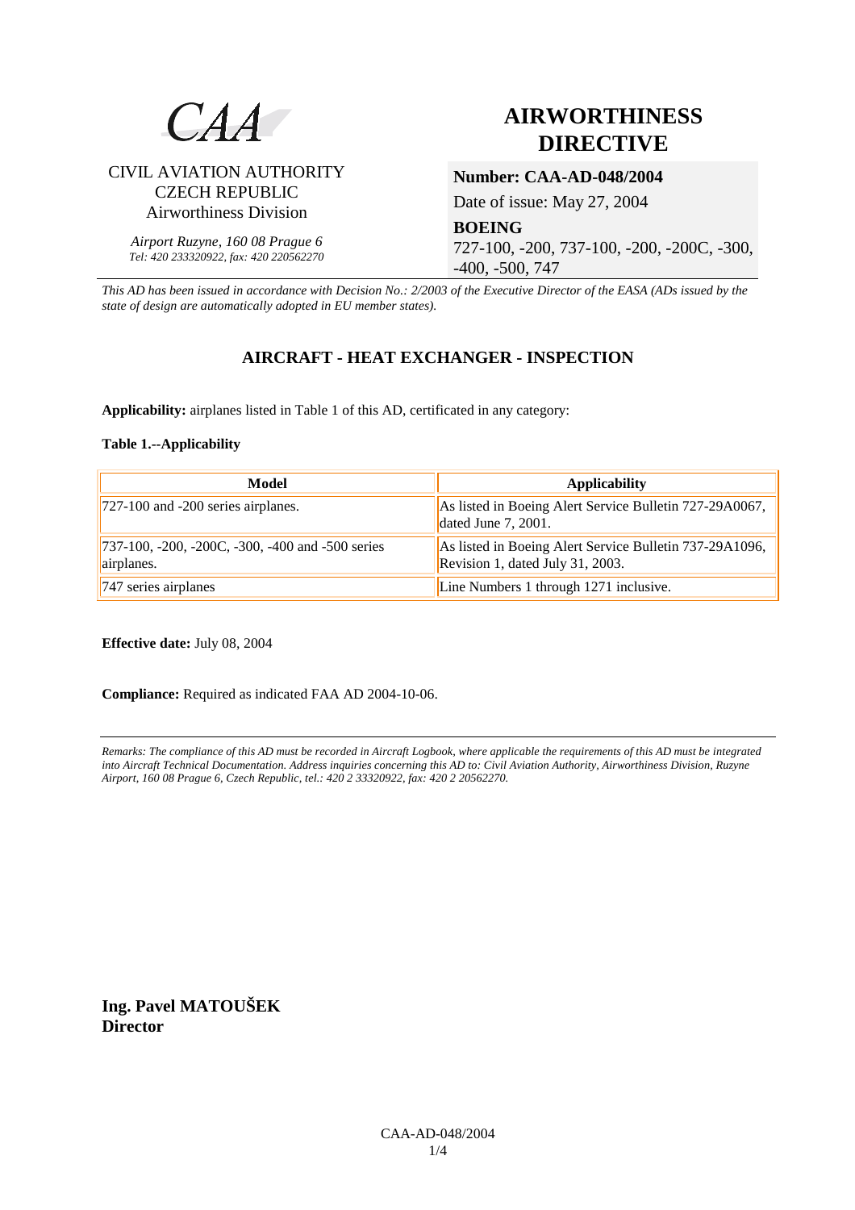CAA

CIVIL AVIATION AUTHORITY
CZECH REPUBLIC
Airworthiness Division

*Airport Ruzyne, 160 08 Prague 6*
*Tel: 420 233320922, fax: 420 220562270*

# AIRWORTHINESS DIRECTIVE

**Number: CAA-AD-048/2004**

Date of issue: May 27, 2004

**BOEING**

727-100, -200, 737-100, -200, -200C, -300, -400, -500, 747

*This AD has been issued in accordance with Decision No.: 2/2003 of the Executive Director of the EASA (ADs issued by the state of design are automatically adopted in EU member states).*

## AIRCRAFT - HEAT EXCHANGER - INSPECTION

**Applicability:** airplanes listed in Table 1 of this AD, certificated in any category:

**Table 1.--Applicability**

| Model | Applicability |
|---|---|
| 727-100 and -200 series airplanes. | As listed in Boeing Alert Service Bulletin 727-29A0067, dated June 7, 2001. |
| 737-100, -200, -200C, -300, -400 and -500 series airplanes. | As listed in Boeing Alert Service Bulletin 737-29A1096, Revision 1, dated July 31, 2003. |
| 747 series airplanes | Line Numbers 1 through 1271 inclusive. |

**Effective date:** July 08, 2004

**Compliance:** Required as indicated FAA AD 2004-10-06.

*Remarks: The compliance of this AD must be recorded in Aircraft Logbook, where applicable the requirements of this AD must be integrated into Aircraft Technical Documentation. Address inquiries concerning this AD to: Civil Aviation Authority, Airworthiness Division, Ruzyne Airport, 160 08 Prague 6, Czech Republic, tel.: 420 2 33320922, fax: 420 2 20562270.*

**Ing. Pavel MATOUŠEK**
**Director**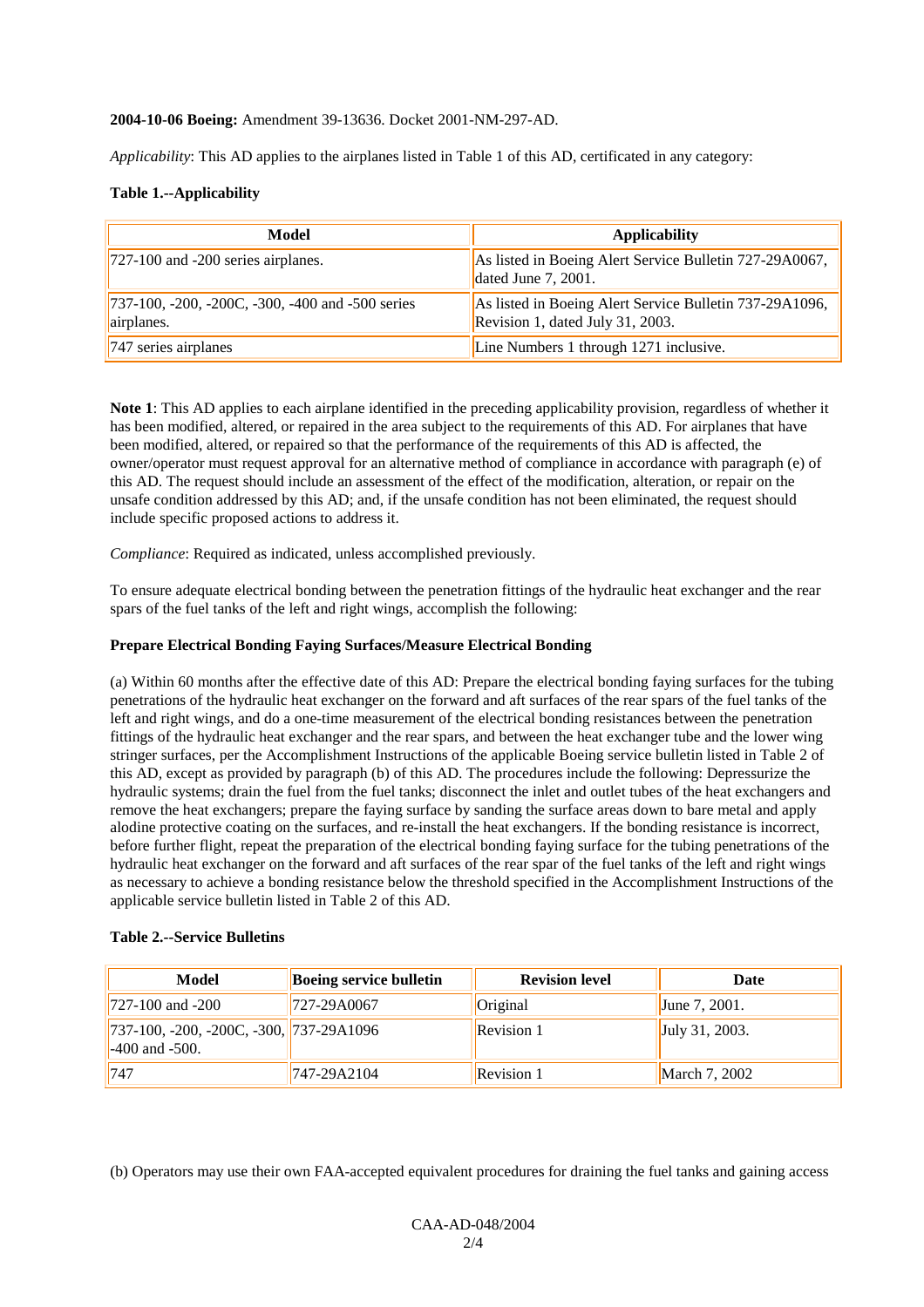**2004-10-06 Boeing:** Amendment 39-13636. Docket 2001-NM-297-AD.

*Applicability*: This AD applies to the airplanes listed in Table 1 of this AD, certificated in any category:

**Table 1.--Applicability**

| Model | Applicability |
|---|---|
| 727-100 and -200 series airplanes. | As listed in Boeing Alert Service Bulletin 727-29A0067, dated June 7, 2001. |
| 737-100, -200, -200C, -300, -400 and -500 series airplanes. | As listed in Boeing Alert Service Bulletin 737-29A1096, Revision 1, dated July 31, 2003. |
| 747 series airplanes | Line Numbers 1 through 1271 inclusive. |

**Note 1**: This AD applies to each airplane identified in the preceding applicability provision, regardless of whether it has been modified, altered, or repaired in the area subject to the requirements of this AD. For airplanes that have been modified, altered, or repaired so that the performance of the requirements of this AD is affected, the owner/operator must request approval for an alternative method of compliance in accordance with paragraph (e) of this AD. The request should include an assessment of the effect of the modification, alteration, or repair on the unsafe condition addressed by this AD; and, if the unsafe condition has not been eliminated, the request should include specific proposed actions to address it.

*Compliance*: Required as indicated, unless accomplished previously.

To ensure adequate electrical bonding between the penetration fittings of the hydraulic heat exchanger and the rear spars of the fuel tanks of the left and right wings, accomplish the following:

**Prepare Electrical Bonding Faying Surfaces/Measure Electrical Bonding**

(a) Within 60 months after the effective date of this AD: Prepare the electrical bonding faying surfaces for the tubing penetrations of the hydraulic heat exchanger on the forward and aft surfaces of the rear spars of the fuel tanks of the left and right wings, and do a one-time measurement of the electrical bonding resistances between the penetration fittings of the hydraulic heat exchanger and the rear spars, and between the heat exchanger tube and the lower wing stringer surfaces, per the Accomplishment Instructions of the applicable Boeing service bulletin listed in Table 2 of this AD, except as provided by paragraph (b) of this AD. The procedures include the following: Depressurize the hydraulic systems; drain the fuel from the fuel tanks; disconnect the inlet and outlet tubes of the heat exchangers and remove the heat exchangers; prepare the faying surface by sanding the surface areas down to bare metal and apply alodine protective coating on the surfaces, and re-install the heat exchangers. If the bonding resistance is incorrect, before further flight, repeat the preparation of the electrical bonding faying surface for the tubing penetrations of the hydraulic heat exchanger on the forward and aft surfaces of the rear spar of the fuel tanks of the left and right wings as necessary to achieve a bonding resistance below the threshold specified in the Accomplishment Instructions of the applicable service bulletin listed in Table 2 of this AD.

**Table 2.--Service Bulletins**

| Model | Boeing service bulletin | Revision level | Date |
|---|---|---|---|
| 727-100 and -200 | 727-29A0067 | Original | June 7, 2001. |
| 737-100, -200, -200C, -300, -400 and -500. | 737-29A1096 | Revision 1 | July 31, 2003. |
| 747 | 747-29A2104 | Revision 1 | March 7, 2002 |

(b) Operators may use their own FAA-accepted equivalent procedures for draining the fuel tanks and gaining access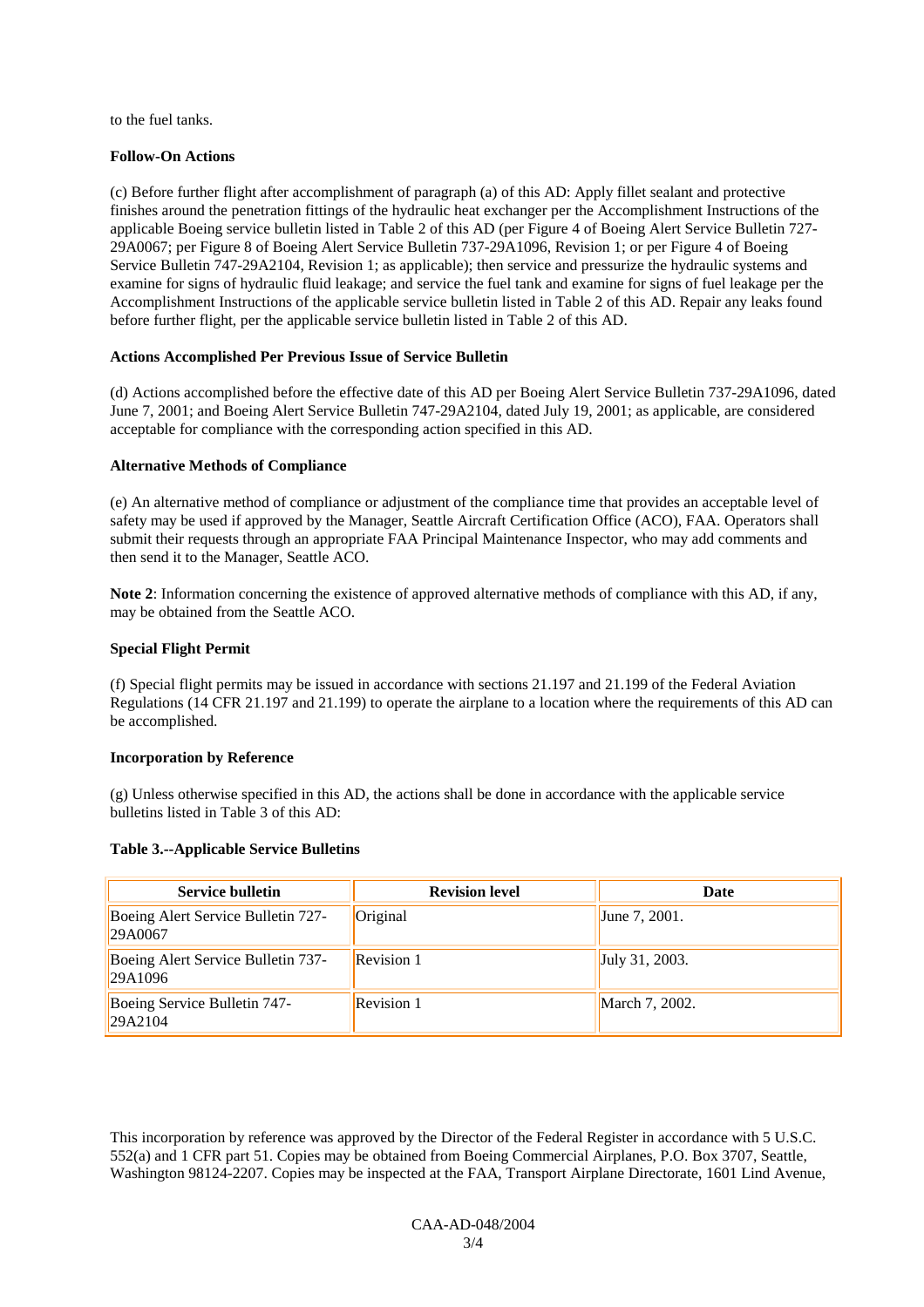to the fuel tanks.

**Follow-On Actions**

(c) Before further flight after accomplishment of paragraph (a) of this AD: Apply fillet sealant and protective finishes around the penetration fittings of the hydraulic heat exchanger per the Accomplishment Instructions of the applicable Boeing service bulletin listed in Table 2 of this AD (per Figure 4 of Boeing Alert Service Bulletin 727-29A0067; per Figure 8 of Boeing Alert Service Bulletin 737-29A1096, Revision 1; or per Figure 4 of Boeing Service Bulletin 747-29A2104, Revision 1; as applicable); then service and pressurize the hydraulic systems and examine for signs of hydraulic fluid leakage; and service the fuel tank and examine for signs of fuel leakage per the Accomplishment Instructions of the applicable service bulletin listed in Table 2 of this AD. Repair any leaks found before further flight, per the applicable service bulletin listed in Table 2 of this AD.

**Actions Accomplished Per Previous Issue of Service Bulletin**

(d) Actions accomplished before the effective date of this AD per Boeing Alert Service Bulletin 737-29A1096, dated June 7, 2001; and Boeing Alert Service Bulletin 747-29A2104, dated July 19, 2001; as applicable, are considered acceptable for compliance with the corresponding action specified in this AD.

**Alternative Methods of Compliance**

(e) An alternative method of compliance or adjustment of the compliance time that provides an acceptable level of safety may be used if approved by the Manager, Seattle Aircraft Certification Office (ACO), FAA. Operators shall submit their requests through an appropriate FAA Principal Maintenance Inspector, who may add comments and then send it to the Manager, Seattle ACO.

**Note 2**: Information concerning the existence of approved alternative methods of compliance with this AD, if any, may be obtained from the Seattle ACO.

**Special Flight Permit**

(f) Special flight permits may be issued in accordance with sections 21.197 and 21.199 of the Federal Aviation Regulations (14 CFR 21.197 and 21.199) to operate the airplane to a location where the requirements of this AD can be accomplished.

**Incorporation by Reference**

(g) Unless otherwise specified in this AD, the actions shall be done in accordance with the applicable service bulletins listed in Table 3 of this AD:

**Table 3.--Applicable Service Bulletins**

| Service bulletin | Revision level | Date |
|---|---|---|
| Boeing Alert Service Bulletin 727-29A0067 | Original | June 7, 2001. |
| Boeing Alert Service Bulletin 737-29A1096 | Revision 1 | July 31, 2003. |
| Boeing Service Bulletin 747-29A2104 | Revision 1 | March 7, 2002. |

This incorporation by reference was approved by the Director of the Federal Register in accordance with 5 U.S.C. 552(a) and 1 CFR part 51. Copies may be obtained from Boeing Commercial Airplanes, P.O. Box 3707, Seattle, Washington 98124-2207. Copies may be inspected at the FAA, Transport Airplane Directorate, 1601 Lind Avenue,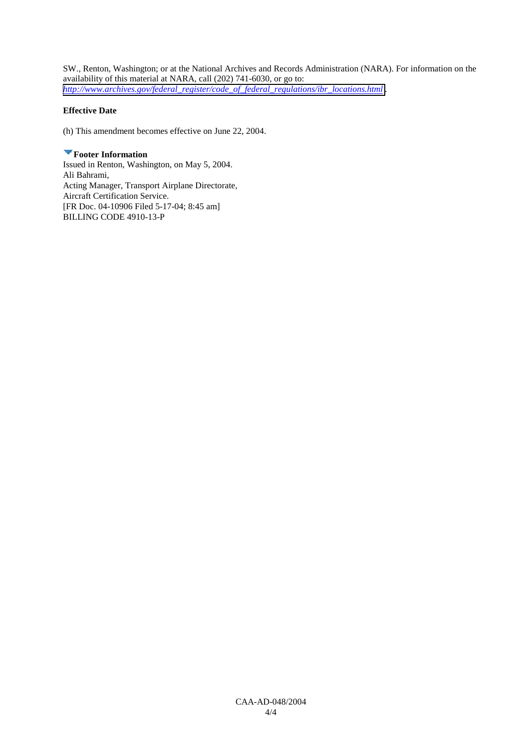SW., Renton, Washington; or at the National Archives and Records Administration (NARA). For information on the availability of this material at NARA, call (202) 741-6030, or go to: [http://www.archives.gov/federal_register/code_of_federal_regulations/ibr_locations.html](http://www.archives.gov/federal_register/code_of_federal_regulations/ibr_locations.html).

**Effective Date**

(h) This amendment becomes effective on June 22, 2004.

**Footer Information**

Issued in Renton, Washington, on May 5, 2004.
Ali Bahrami,
Acting Manager, Transport Airplane Directorate,
Aircraft Certification Service.
[FR Doc. 04-10906 Filed 5-17-04; 8:45 am]
BILLING CODE 4910-13-P

CAA-AD-048/2004